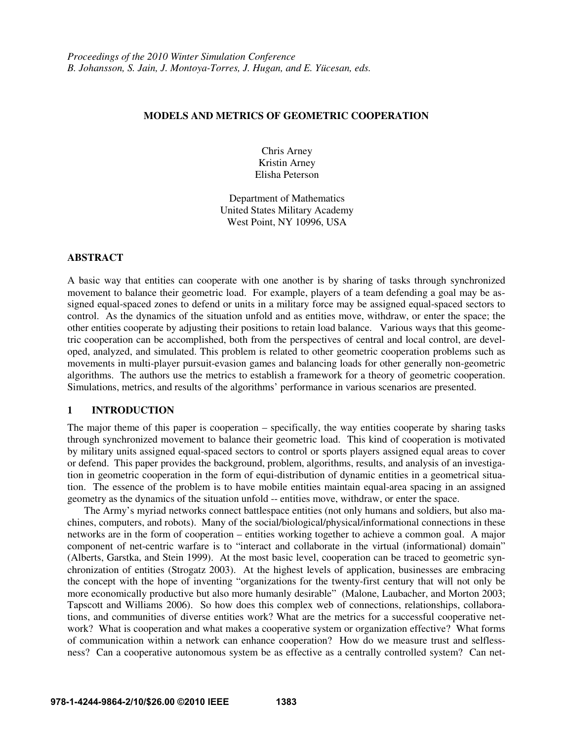*Proceedings of the 2010 Winter Simulation Conference*
*B. Johansson, S. Jain, J. Montoya-Torres, J. Hugan, and E. Yücesan, eds.*

# MODELS AND METRICS OF GEOMETRIC COOPERATION

Chris Arney
Kristin Arney
Elisha Peterson

Department of Mathematics
United States Military Academy
West Point, NY 10996, USA

## ABSTRACT

A basic way that entities can cooperate with one another is by sharing of tasks through synchronized movement to balance their geometric load. For example, players of a team defending a goal may be assigned equal-spaced zones to defend or units in a military force may be assigned equal-spaced sectors to control. As the dynamics of the situation unfold and as entities move, withdraw, or enter the space; the other entities cooperate by adjusting their positions to retain load balance. Various ways that this geometric cooperation can be accomplished, both from the perspectives of central and local control, are developed, analyzed, and simulated. This problem is related to other geometric cooperation problems such as movements in multi-player pursuit-evasion games and balancing loads for other generally non-geometric algorithms. The authors use the metrics to establish a framework for a theory of geometric cooperation. Simulations, metrics, and results of the algorithms' performance in various scenarios are presented.

## 1 INTRODUCTION

The major theme of this paper is cooperation – specifically, the way entities cooperate by sharing tasks through synchronized movement to balance their geometric load. This kind of cooperation is motivated by military units assigned equal-spaced sectors to control or sports players assigned equal areas to cover or defend. This paper provides the background, problem, algorithms, results, and analysis of an investigation in geometric cooperation in the form of equi-distribution of dynamic entities in a geometrical situation. The essence of the problem is to have mobile entities maintain equal-area spacing in an assigned geometry as the dynamics of the situation unfold -- entities move, withdraw, or enter the space.

The Army's myriad networks connect battlespace entities (not only humans and soldiers, but also machines, computers, and robots). Many of the social/biological/physical/informational connections in these networks are in the form of cooperation – entities working together to achieve a common goal. A major component of net-centric warfare is to "interact and collaborate in the virtual (informational) domain" (Alberts, Garstka, and Stein 1999). At the most basic level, cooperation can be traced to geometric synchronization of entities (Strogatz 2003). At the highest levels of application, businesses are embracing the concept with the hope of inventing "organizations for the twenty-first century that will not only be more economically productive but also more humanly desirable" (Malone, Laubacher, and Morton 2003; Tapscott and Williams 2006). So how does this complex web of connections, relationships, collaborations, and communities of diverse entities work? What are the metrics for a successful cooperative network? What is cooperation and what makes a cooperative system or organization effective? What forms of communication within a network can enhance cooperation? How do we measure trust and selflessness? Can a cooperative autonomous system be as effective as a centrally controlled system? Can net-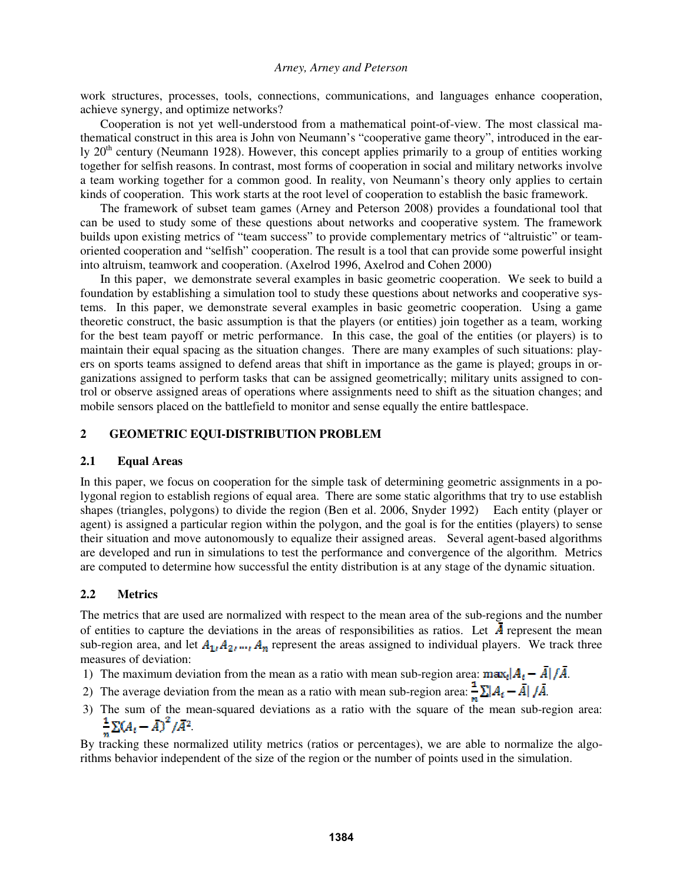work structures, processes, tools, connections, communications, and languages enhance cooperation, achieve synergy, and optimize networks?

Cooperation is not yet well-understood from a mathematical point-of-view. The most classical mathematical construct in this area is John von Neumann's "cooperative game theory", introduced in the early 20th century (Neumann 1928). However, this concept applies primarily to a group of entities working together for selfish reasons. In contrast, most forms of cooperation in social and military networks involve a team working together for a common good. In reality, von Neumann's theory only applies to certain kinds of cooperation. This work starts at the root level of cooperation to establish the basic framework.

The framework of subset team games (Arney and Peterson 2008) provides a foundational tool that can be used to study some of these questions about networks and cooperative system. The framework builds upon existing metrics of "team success" to provide complementary metrics of "altruistic" or team-oriented cooperation and "selfish" cooperation. The result is a tool that can provide some powerful insight into altruism, teamwork and cooperation. (Axelrod 1996, Axelrod and Cohen 2000)

In this paper, we demonstrate several examples in basic geometric cooperation. We seek to build a foundation by establishing a simulation tool to study these questions about networks and cooperative systems. In this paper, we demonstrate several examples in basic geometric cooperation. Using a game theoretic construct, the basic assumption is that the players (or entities) join together as a team, working for the best team payoff or metric performance. In this case, the goal of the entities (or players) is to maintain their equal spacing as the situation changes. There are many examples of such situations: players on sports teams assigned to defend areas that shift in importance as the game is played; groups in organizations assigned to perform tasks that can be assigned geometrically; military units assigned to control or observe assigned areas of operations where assignments need to shift as the situation changes; and mobile sensors placed on the battlefield to monitor and sense equally the entire battlespace.

## 2 GEOMETRIC EQUI-DISTRIBUTION PROBLEM

### 2.1 Equal Areas

In this paper, we focus on cooperation for the simple task of determining geometric assignments in a polygonal region to establish regions of equal area. There are some static algorithms that try to use establish shapes (triangles, polygons) to divide the region (Ben et al. 2006, Snyder 1992) Each entity (player or agent) is assigned a particular region within the polygon, and the goal is for the entities (players) to sense their situation and move autonomously to equalize their assigned areas. Several agent-based algorithms are developed and run in simulations to test the performance and convergence of the algorithm. Metrics are computed to determine how successful the entity distribution is at any stage of the dynamic situation.

### 2.2 Metrics

The metrics that are used are normalized with respect to the mean area of the sub-regions and the number of entities to capture the deviations in the areas of responsibilities as ratios. Let $\bar{A}$ represent the mean sub-region area, and let $A_1, A_2, \dots, A_n$ represent the areas assigned to individual players. We track three measures of deviation:

1) The maximum deviation from the mean as a ratio with mean sub-region area: $\max_i |A_i - \bar{A}| / \bar{A}$.
2) The average deviation from the mean as a ratio with mean sub-region area: $\frac{1}{n} \sum |A_i - \bar{A}| / \bar{A}$.
3) The sum of the mean-squared deviations as a ratio with the square of the mean sub-region area: $\frac{1}{n} \sum (A_i - \bar{A})^2 / \bar{A}^2$.

By tracking these normalized utility metrics (ratios or percentages), we are able to normalize the algorithms behavior independent of the size of the region or the number of points used in the simulation.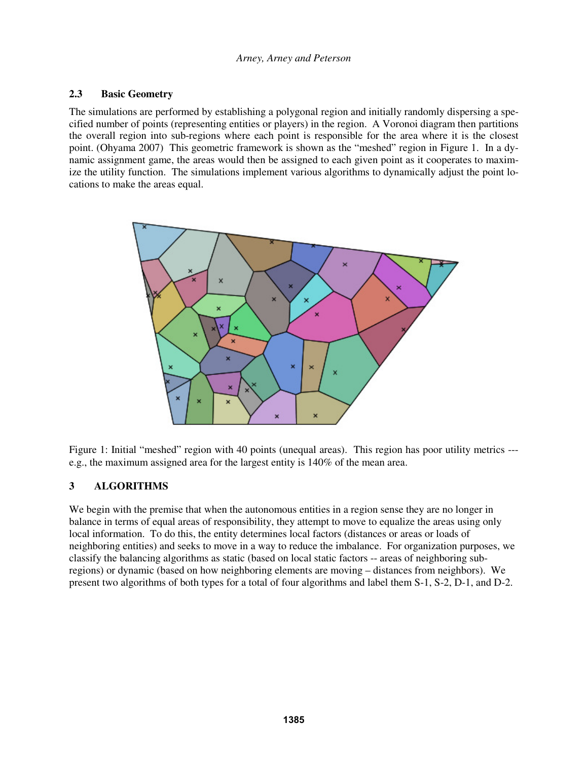### 2.3 Basic Geometry

The simulations are performed by establishing a polygonal region and initially randomly dispersing a specified number of points (representing entities or players) in the region. A Voronoi diagram then partitions the overall region into sub-regions where each point is responsible for the area where it is the closest point. (Ohyama 2007) This geometric framework is shown as the "meshed" region in Figure 1. In a dynamic assignment game, the areas would then be assigned to each given point as it cooperates to maximize the utility function. The simulations implement various algorithms to dynamically adjust the point locations to make the areas equal.

Figure 1: Initial "meshed" region with 40 points (unequal areas). This region has poor utility metrics --- e.g., the maximum assigned area for the largest entity is 140% of the mean area.

## 3 ALGORITHMS

We begin with the premise that when the autonomous entities in a region sense they are no longer in balance in terms of equal areas of responsibility, they attempt to move to equalize the areas using only local information. To do this, the entity determines local factors (distances or areas or loads of neighboring entities) and seeks to move in a way to reduce the imbalance. For organization purposes, we classify the balancing algorithms as static (based on local static factors -- areas of neighboring sub-regions) or dynamic (based on how neighboring elements are moving – distances from neighbors). We present two algorithms of both types for a total of four algorithms and label them S-1, S-2, D-1, and D-2.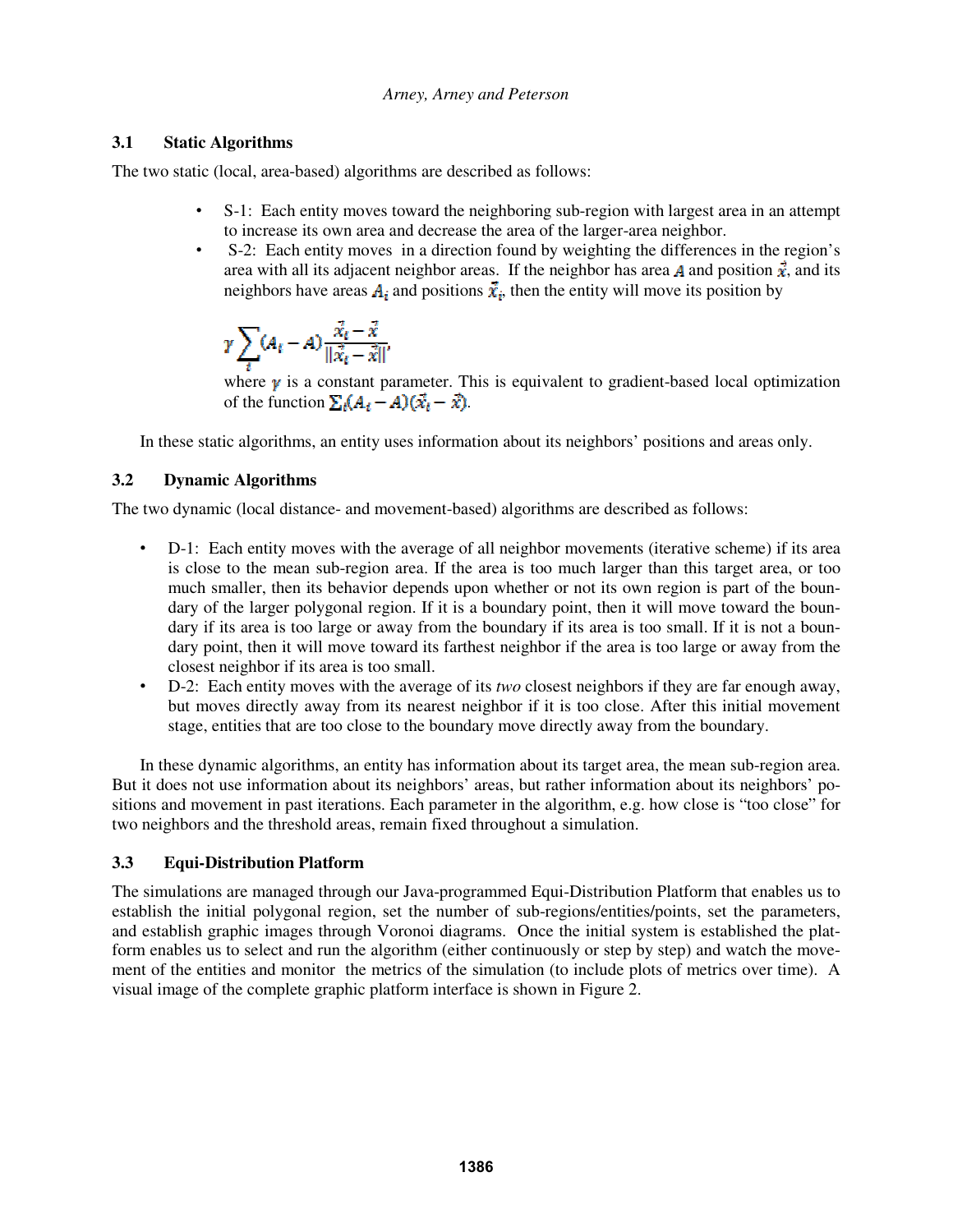### 3.1 Static Algorithms

The two static (local, area-based) algorithms are described as follows:

- S-1: Each entity moves toward the neighboring sub-region with largest area in an attempt to increase its own area and decrease the area of the larger-area neighbor.
- S-2: Each entity moves in a direction found by weighting the differences in the region's area with all its adjacent neighbor areas. If the neighbor has area $A$ and position $\vec{x}$, and its neighbors have areas $A_i$ and positions $\vec{x}_i$, then the entity will move its position by

  $$\gamma \sum_i (A_i - A) \frac{\vec{x}_i - \vec{x}}{\|\vec{x}_i - \vec{x}\|},$$

  where $\gamma$ is a constant parameter. This is equivalent to gradient-based local optimization of the function $\sum_i (A_i - A)(\vec{x}_i - \vec{x})$.

In these static algorithms, an entity uses information about its neighbors' positions and areas only.

### 3.2 Dynamic Algorithms

The two dynamic (local distance- and movement-based) algorithms are described as follows:

- D-1: Each entity moves with the average of all neighbor movements (iterative scheme) if its area is close to the mean sub-region area. If the area is too much larger than this target area, or too much smaller, then its behavior depends upon whether or not its own region is part of the boundary of the larger polygonal region. If it is a boundary point, then it will move toward the boundary if its area is too large or away from the boundary if its area is too small. If it is not a boundary point, then it will move toward its farthest neighbor if the area is too large or away from the closest neighbor if its area is too small.
- D-2: Each entity moves with the average of its *two* closest neighbors if they are far enough away, but moves directly away from its nearest neighbor if it is too close. After this initial movement stage, entities that are too close to the boundary move directly away from the boundary.

In these dynamic algorithms, an entity has information about its target area, the mean sub-region area. But it does not use information about its neighbors' areas, but rather information about its neighbors' positions and movement in past iterations. Each parameter in the algorithm, e.g. how close is "too close" for two neighbors and the threshold areas, remain fixed throughout a simulation.

### 3.3 Equi-Distribution Platform

The simulations are managed through our Java-programmed Equi-Distribution Platform that enables us to establish the initial polygonal region, set the number of sub-regions/entities/points, set the parameters, and establish graphic images through Voronoi diagrams. Once the initial system is established the platform enables us to select and run the algorithm (either continuously or step by step) and watch the movement of the entities and monitor the metrics of the simulation (to include plots of metrics over time). A visual image of the complete graphic platform interface is shown in Figure 2.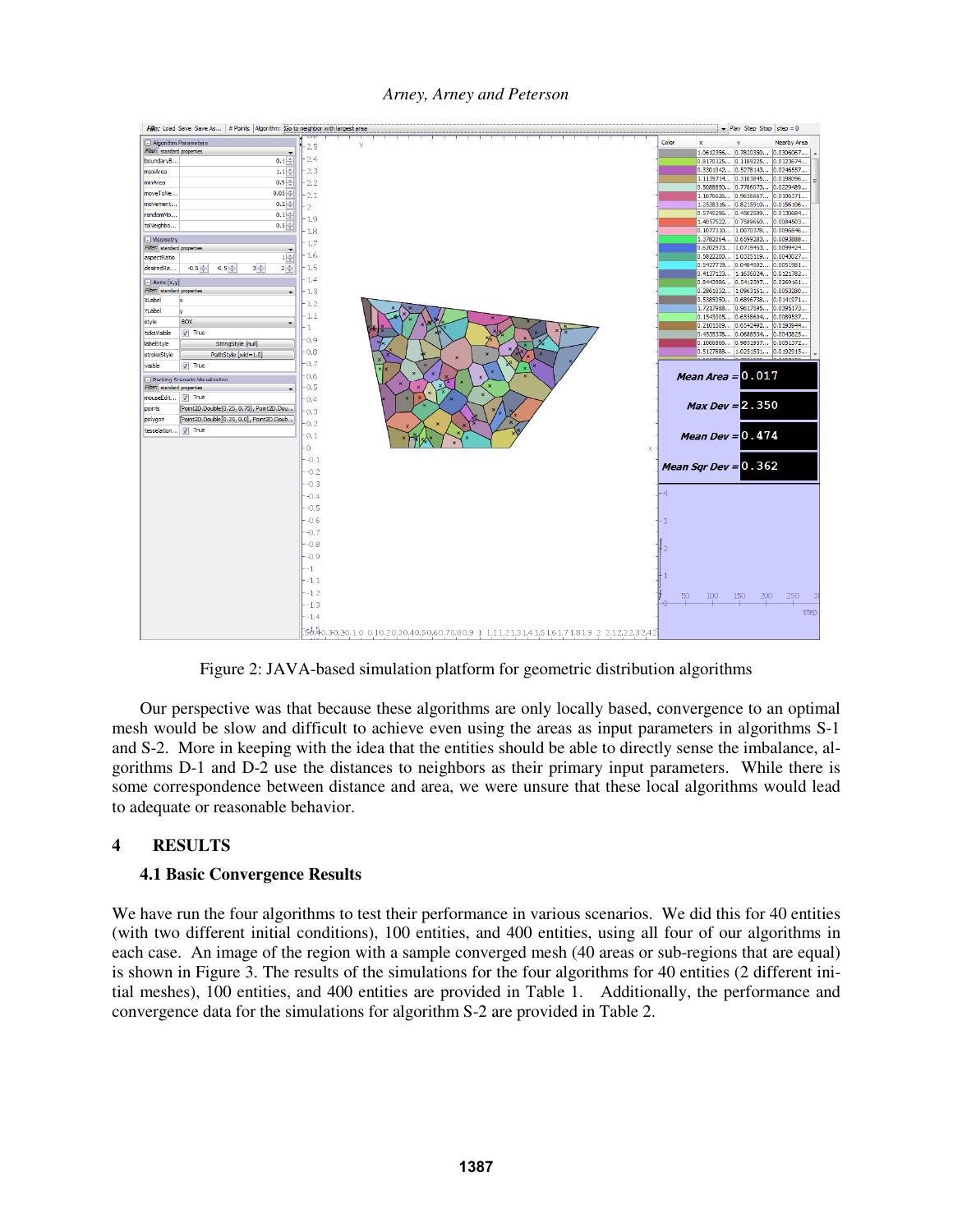Figure 2: JAVA-based simulation platform for geometric distribution algorithms

Our perspective was that because these algorithms are only locally based, convergence to an optimal mesh would be slow and difficult to achieve even using the areas as input parameters in algorithms S-1 and S-2. More in keeping with the idea that the entities should be able to directly sense the imbalance, algorithms D-1 and D-2 use the distances to neighbors as their primary input parameters. While there is some correspondence between distance and area, we were unsure that these local algorithms would lead to adequate or reasonable behavior.

## 4 RESULTS

### 4.1 Basic Convergence Results

We have run the four algorithms to test their performance in various scenarios. We did this for 40 entities (with two different initial conditions), 100 entities, and 400 entities, using all four of our algorithms in each case. An image of the region with a sample converged mesh (40 areas or sub-regions that are equal) is shown in Figure 3. The results of the simulations for the four algorithms for 40 entities (2 different initial meshes), 100 entities, and 400 entities are provided in Table 1. Additionally, the performance and convergence data for the simulations for algorithm S-2 are provided in Table 2.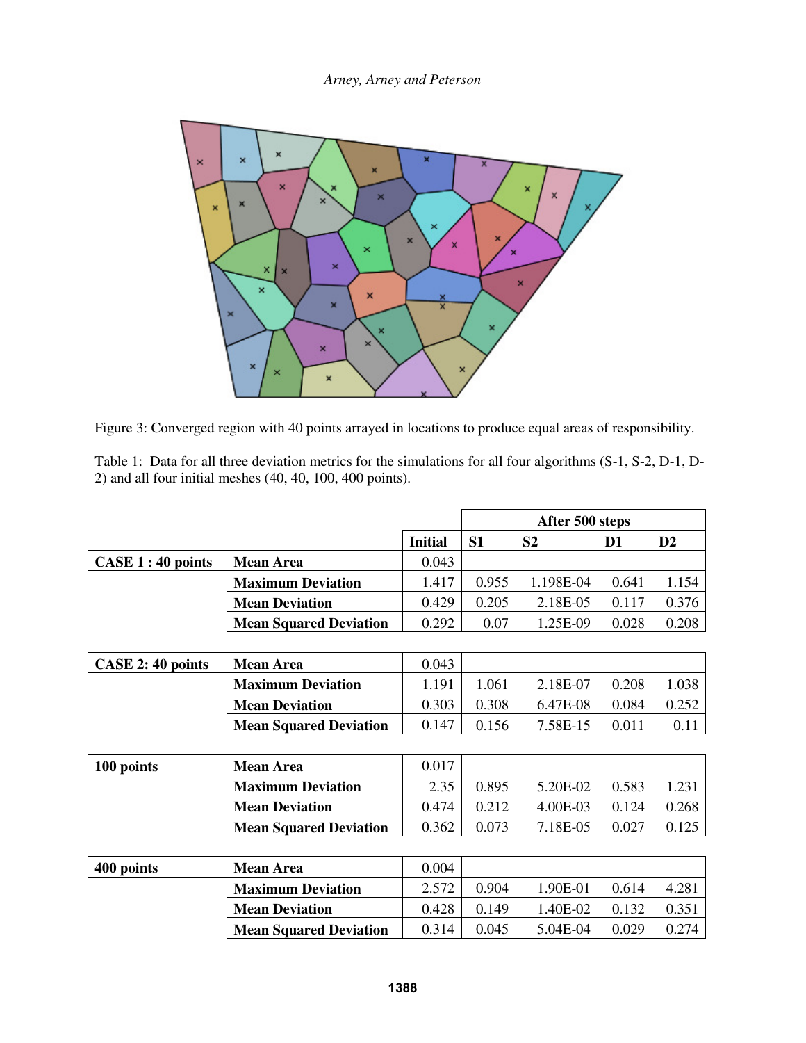Figure 3: Converged region with 40 points arrayed in locations to produce equal areas of responsibility.

Table 1: Data for all three deviation metrics for the simulations for all four algorithms (S-1, S-2, D-1, D-2) and all four initial meshes (40, 40, 100, 400 points).

| | | | After 500 steps | | | |
|---|---|---|---|---|---|---|
| | | **Initial** | **S1** | **S2** | **D1** | **D2** |
| **CASE 1 : 40 points** | **Mean Area** | 0.043 | | | | |
| | **Maximum Deviation** | 1.417 | 0.955 | 1.198E-04 | 0.641 | 1.154 |
| | **Mean Deviation** | 0.429 | 0.205 | 2.18E-05 | 0.117 | 0.376 |
| | **Mean Squared Deviation** | 0.292 | 0.07 | 1.25E-09 | 0.028 | 0.208 |
| **CASE 2: 40 points** | **Mean Area** | 0.043 | | | | |
| | **Maximum Deviation** | 1.191 | 1.061 | 2.18E-07 | 0.208 | 1.038 |
| | **Mean Deviation** | 0.303 | 0.308 | 6.47E-08 | 0.084 | 0.252 |
| | **Mean Squared Deviation** | 0.147 | 0.156 | 7.58E-15 | 0.011 | 0.11 |
| **100 points** | **Mean Area** | 0.017 | | | | |
| | **Maximum Deviation** | 2.35 | 0.895 | 5.20E-02 | 0.583 | 1.231 |
| | **Mean Deviation** | 0.474 | 0.212 | 4.00E-03 | 0.124 | 0.268 |
| | **Mean Squared Deviation** | 0.362 | 0.073 | 7.18E-05 | 0.027 | 0.125 |
| **400 points** | **Mean Area** | 0.004 | | | | |
| | **Maximum Deviation** | 2.572 | 0.904 | 1.90E-01 | 0.614 | 4.281 |
| | **Mean Deviation** | 0.428 | 0.149 | 1.40E-02 | 0.132 | 0.351 |
| | **Mean Squared Deviation** | 0.314 | 0.045 | 5.04E-04 | 0.029 | 0.274 |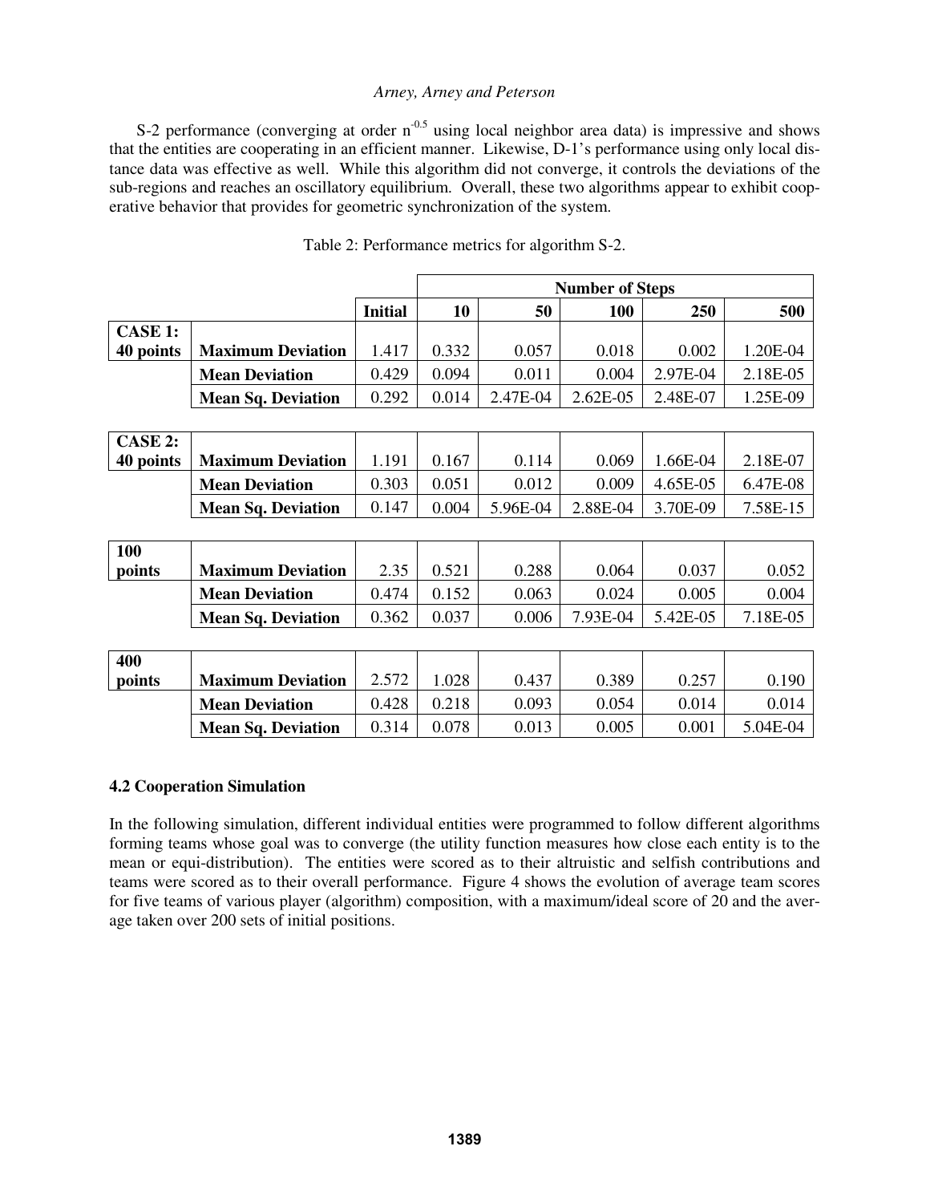S-2 performance (converging at order $n^{-0.5}$ using local neighbor area data) is impressive and shows that the entities are cooperating in an efficient manner. Likewise, D-1's performance using only local distance data was effective as well. While this algorithm did not converge, it controls the deviations of the sub-regions and reaches an oscillatory equilibrium. Overall, these two algorithms appear to exhibit cooperative behavior that provides for geometric synchronization of the system.

Table 2: Performance metrics for algorithm S-2.

| | | | Number of Steps | | | | |
|---|---|---|---|---|---|---|---|
| | | **Initial** | **10** | **50** | **100** | **250** | **500** |
| **CASE 1: 40 points** | **Maximum Deviation** | 1.417 | 0.332 | 0.057 | 0.018 | 0.002 | 1.20E-04 |
| | **Mean Deviation** | 0.429 | 0.094 | 0.011 | 0.004 | 2.97E-04 | 2.18E-05 |
| | **Mean Sq. Deviation** | 0.292 | 0.014 | 2.47E-04 | 2.62E-05 | 2.48E-07 | 1.25E-09 |
| **CASE 2: 40 points** | **Maximum Deviation** | 1.191 | 0.167 | 0.114 | 0.069 | 1.66E-04 | 2.18E-07 |
| | **Mean Deviation** | 0.303 | 0.051 | 0.012 | 0.009 | 4.65E-05 | 6.47E-08 |
| | **Mean Sq. Deviation** | 0.147 | 0.004 | 5.96E-04 | 2.88E-04 | 3.70E-09 | 7.58E-15 |
| **100 points** | **Maximum Deviation** | 2.35 | 0.521 | 0.288 | 0.064 | 0.037 | 0.052 |
| | **Mean Deviation** | 0.474 | 0.152 | 0.063 | 0.024 | 0.005 | 0.004 |
| | **Mean Sq. Deviation** | 0.362 | 0.037 | 0.006 | 7.93E-04 | 5.42E-05 | 7.18E-05 |
| **400 points** | **Maximum Deviation** | 2.572 | 1.028 | 0.437 | 0.389 | 0.257 | 0.190 |
| | **Mean Deviation** | 0.428 | 0.218 | 0.093 | 0.054 | 0.014 | 0.014 |
| | **Mean Sq. Deviation** | 0.314 | 0.078 | 0.013 | 0.005 | 0.001 | 5.04E-04 |

### 4.2 Cooperation Simulation

In the following simulation, different individual entities were programmed to follow different algorithms forming teams whose goal was to converge (the utility function measures how close each entity is to the mean or equi-distribution). The entities were scored as to their altruistic and selfish contributions and teams were scored as to their overall performance. Figure 4 shows the evolution of average team scores for five teams of various player (algorithm) composition, with a maximum/ideal score of 20 and the average taken over 200 sets of initial positions.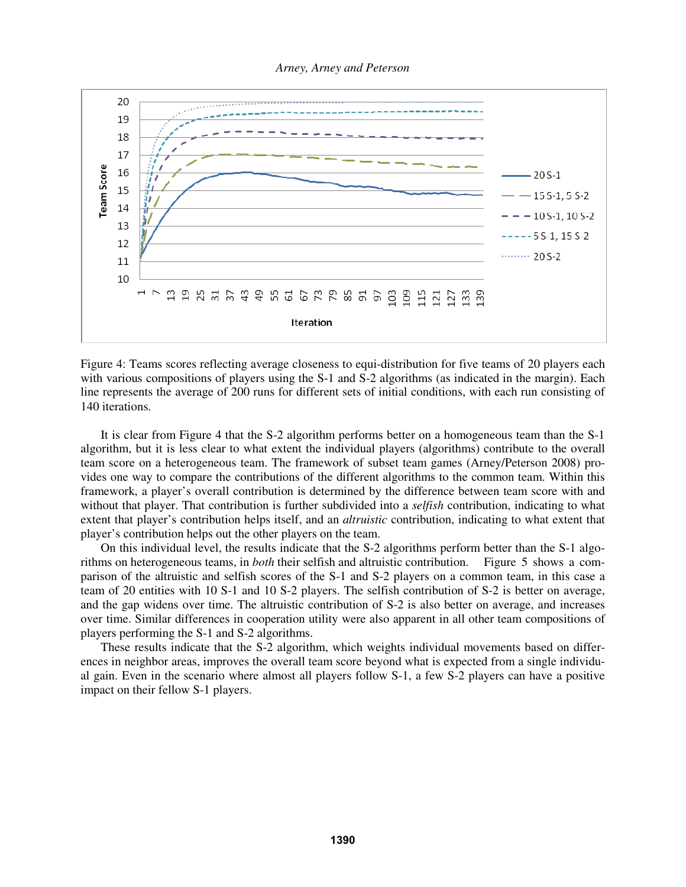Figure 4: Teams scores reflecting average closeness to equi-distribution for five teams of 20 players each with various compositions of players using the S-1 and S-2 algorithms (as indicated in the margin). Each line represents the average of 200 runs for different sets of initial conditions, with each run consisting of 140 iterations.

It is clear from Figure 4 that the S-2 algorithm performs better on a homogeneous team than the S-1 algorithm, but it is less clear to what extent the individual players (algorithms) contribute to the overall team score on a heterogeneous team. The framework of subset team games (Arney/Peterson 2008) provides one way to compare the contributions of the different algorithms to the common team. Within this framework, a player's overall contribution is determined by the difference between team score with and without that player. That contribution is further subdivided into a *selfish* contribution, indicating to what extent that player's contribution helps itself, and an *altruistic* contribution, indicating to what extent that player's contribution helps out the other players on the team.

On this individual level, the results indicate that the S-2 algorithms perform better than the S-1 algorithms on heterogeneous teams, in *both* their selfish and altruistic contribution. Figure 5 shows a comparison of the altruistic and selfish scores of the S-1 and S-2 players on a common team, in this case a team of 20 entities with 10 S-1 and 10 S-2 players. The selfish contribution of S-2 is better on average, and the gap widens over time. The altruistic contribution of S-2 is also better on average, and increases over time. Similar differences in cooperation utility were also apparent in all other team compositions of players performing the S-1 and S-2 algorithms.

These results indicate that the S-2 algorithm, which weights individual movements based on differences in neighbor areas, improves the overall team score beyond what is expected from a single individual gain. Even in the scenario where almost all players follow S-1, a few S-2 players can have a positive impact on their fellow S-1 players.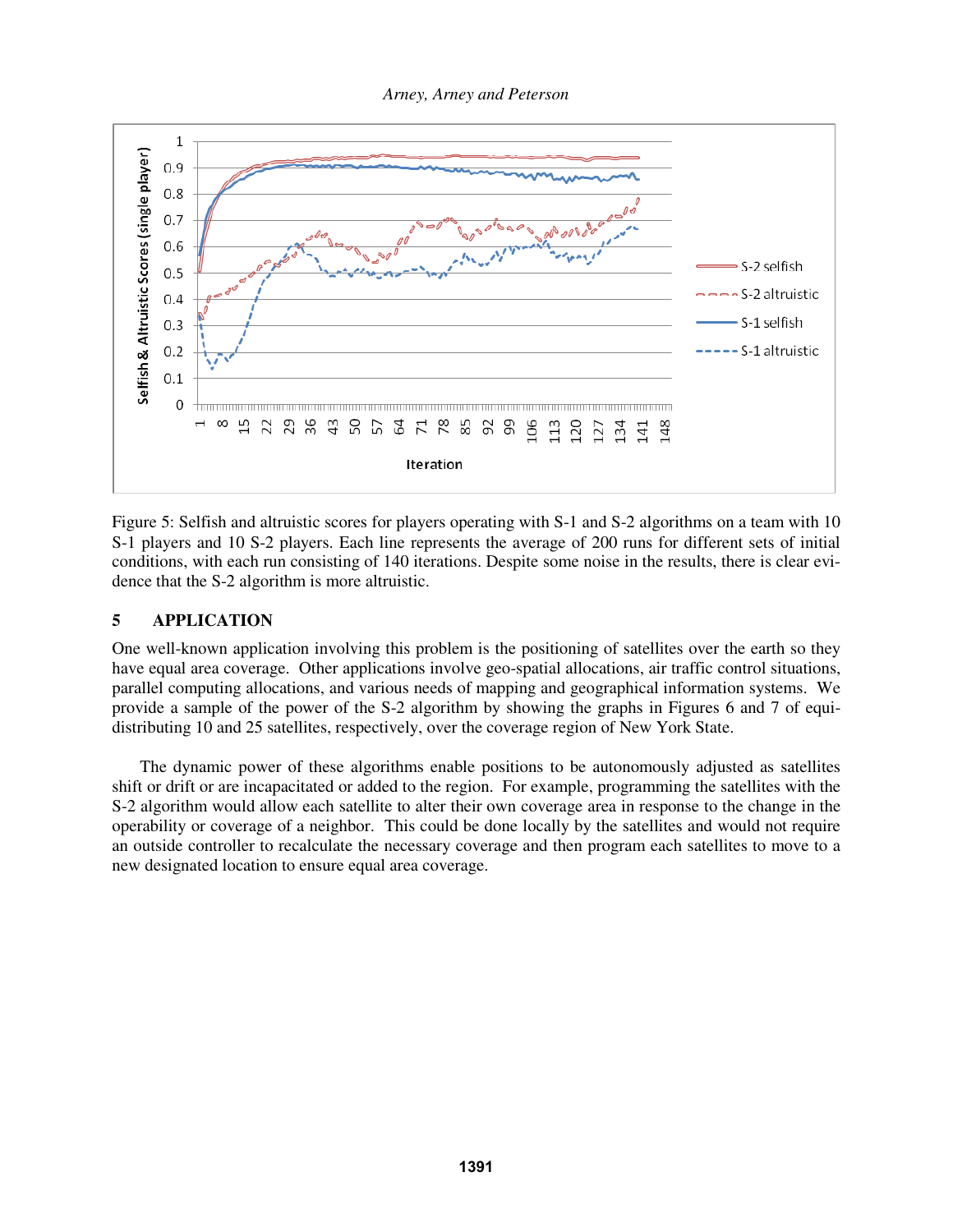Figure 5: Selfish and altruistic scores for players operating with S-1 and S-2 algorithms on a team with 10 S-1 players and 10 S-2 players. Each line represents the average of 200 runs for different sets of initial conditions, with each run consisting of 140 iterations. Despite some noise in the results, there is clear evidence that the S-2 algorithm is more altruistic.

## 5 APPLICATION

One well-known application involving this problem is the positioning of satellites over the earth so they have equal area coverage. Other applications involve geo-spatial allocations, air traffic control situations, parallel computing allocations, and various needs of mapping and geographical information systems. We provide a sample of the power of the S-2 algorithm by showing the graphs in Figures 6 and 7 of equi-distributing 10 and 25 satellites, respectively, over the coverage region of New York State.

The dynamic power of these algorithms enable positions to be autonomously adjusted as satellites shift or drift or are incapacitated or added to the region. For example, programming the satellites with the S-2 algorithm would allow each satellite to alter their own coverage area in response to the change in the operability or coverage of a neighbor. This could be done locally by the satellites and would not require an outside controller to recalculate the necessary coverage and then program each satellites to move to a new designated location to ensure equal area coverage.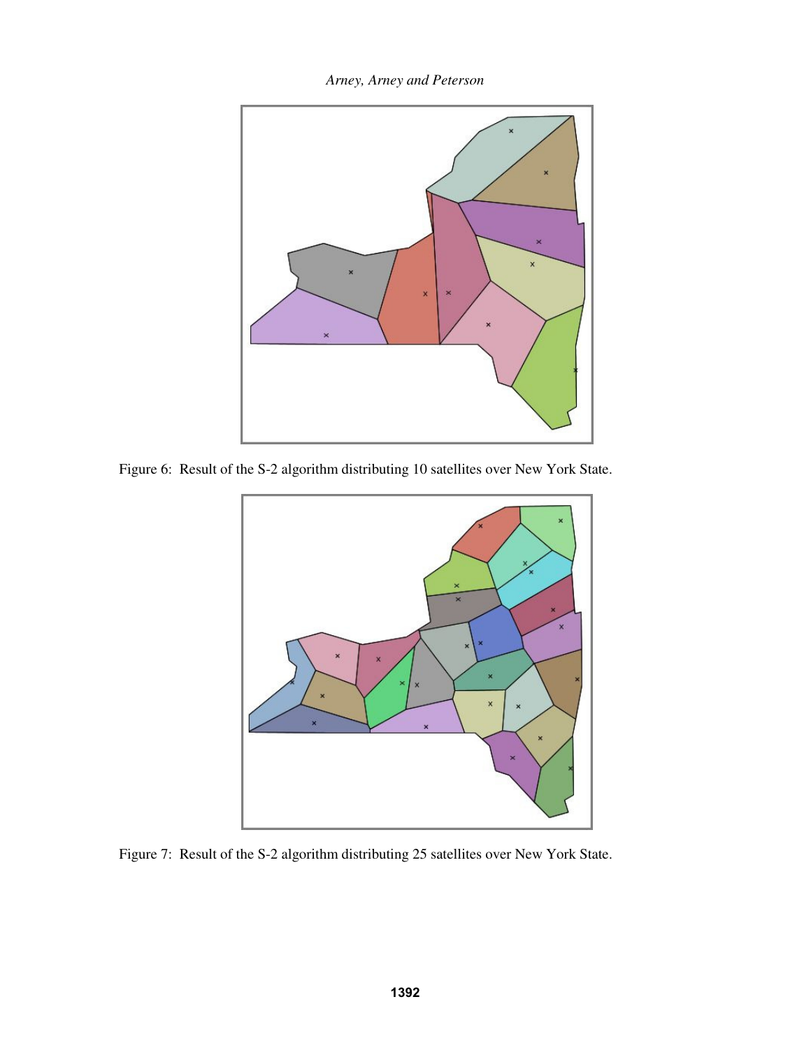Figure 6: Result of the S-2 algorithm distributing 10 satellites over New York State.

Figure 7: Result of the S-2 algorithm distributing 25 satellites over New York State.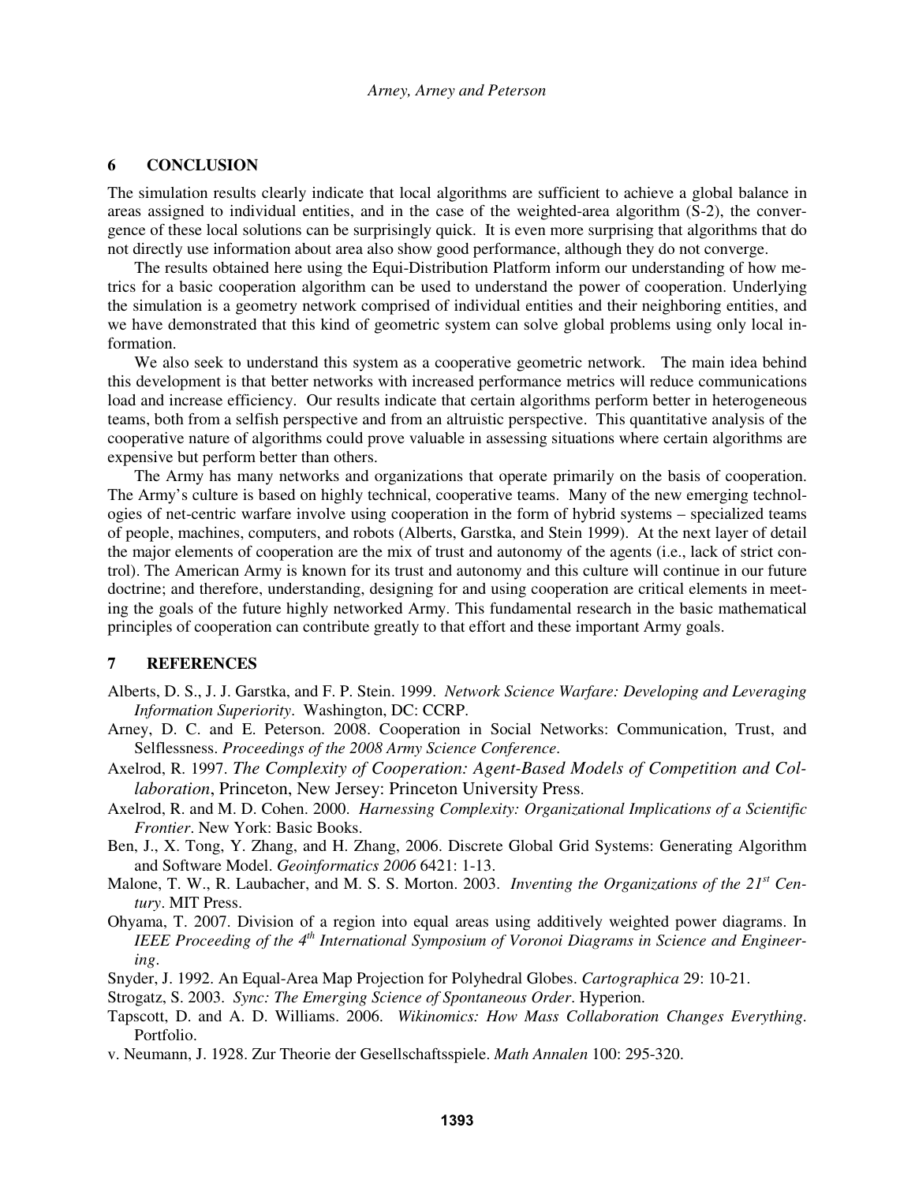## 6 CONCLUSION

The simulation results clearly indicate that local algorithms are sufficient to achieve a global balance in areas assigned to individual entities, and in the case of the weighted-area algorithm (S-2), the convergence of these local solutions can be surprisingly quick. It is even more surprising that algorithms that do not directly use information about area also show good performance, although they do not converge.

The results obtained here using the Equi-Distribution Platform inform our understanding of how metrics for a basic cooperation algorithm can be used to understand the power of cooperation. Underlying the simulation is a geometry network comprised of individual entities and their neighboring entities, and we have demonstrated that this kind of geometric system can solve global problems using only local information.

We also seek to understand this system as a cooperative geometric network. The main idea behind this development is that better networks with increased performance metrics will reduce communications load and increase efficiency. Our results indicate that certain algorithms perform better in heterogeneous teams, both from a selfish perspective and from an altruistic perspective. This quantitative analysis of the cooperative nature of algorithms could prove valuable in assessing situations where certain algorithms are expensive but perform better than others.

The Army has many networks and organizations that operate primarily on the basis of cooperation. The Army's culture is based on highly technical, cooperative teams. Many of the new emerging technologies of net-centric warfare involve using cooperation in the form of hybrid systems – specialized teams of people, machines, computers, and robots (Alberts, Garstka, and Stein 1999). At the next layer of detail the major elements of cooperation are the mix of trust and autonomy of the agents (i.e., lack of strict control). The American Army is known for its trust and autonomy and this culture will continue in our future doctrine; and therefore, understanding, designing for and using cooperation are critical elements in meeting the goals of the future highly networked Army. This fundamental research in the basic mathematical principles of cooperation can contribute greatly to that effort and these important Army goals.

## 7 REFERENCES

Alberts, D. S., J. J. Garstka, and F. P. Stein. 1999. *Network Science Warfare: Developing and Leveraging Information Superiority*. Washington, DC: CCRP.

Arney, D. C. and E. Peterson. 2008. Cooperation in Social Networks: Communication, Trust, and Selflessness. *Proceedings of the 2008 Army Science Conference*.

Axelrod, R. 1997. *The Complexity of Cooperation: Agent-Based Models of Competition and Collaboration*, Princeton, New Jersey: Princeton University Press.

Axelrod, R. and M. D. Cohen. 2000. *Harnessing Complexity: Organizational Implications of a Scientific Frontier*. New York: Basic Books.

Ben, J., X. Tong, Y. Zhang, and H. Zhang, 2006. Discrete Global Grid Systems: Generating Algorithm and Software Model. *Geoinformatics 2006* 6421: 1-13.

Malone, T. W., R. Laubacher, and M. S. S. Morton. 2003. *Inventing the Organizations of the 21st Century*. MIT Press.

Ohyama, T. 2007. Division of a region into equal areas using additively weighted power diagrams. In *IEEE Proceeding of the 4th International Symposium of Voronoi Diagrams in Science and Engineering*.

Snyder, J. 1992. An Equal-Area Map Projection for Polyhedral Globes. *Cartographica* 29: 10-21.

Strogatz, S. 2003. *Sync: The Emerging Science of Spontaneous Order*. Hyperion.

Tapscott, D. and A. D. Williams. 2006. *Wikinomics: How Mass Collaboration Changes Everything*. Portfolio.

v. Neumann, J. 1928. Zur Theorie der Gesellschaftsspiele. *Math Annalen* 100: 295-320.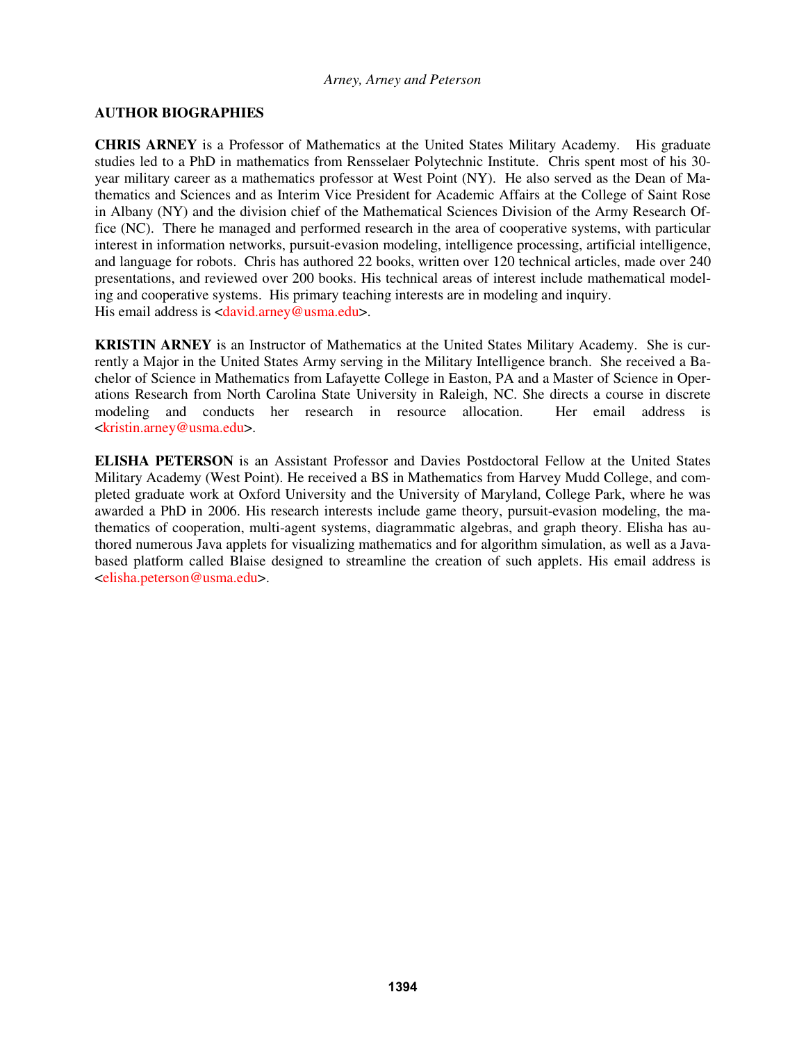## AUTHOR BIOGRAPHIES

**CHRIS ARNEY** is a Professor of Mathematics at the United States Military Academy. His graduate studies led to a PhD in mathematics from Rensselaer Polytechnic Institute. Chris spent most of his 30-year military career as a mathematics professor at West Point (NY). He also served as the Dean of Mathematics and Sciences and as Interim Vice President for Academic Affairs at the College of Saint Rose in Albany (NY) and the division chief of the Mathematical Sciences Division of the Army Research Office (NC). There he managed and performed research in the area of cooperative systems, with particular interest in information networks, pursuit-evasion modeling, intelligence processing, artificial intelligence, and language for robots. Chris has authored 22 books, written over 120 technical articles, made over 240 presentations, and reviewed over 200 books. His technical areas of interest include mathematical modeling and cooperative systems. His primary teaching interests are in modeling and inquiry.
His email address is <david.arney@usma.edu>.

**KRISTIN ARNEY** is an Instructor of Mathematics at the United States Military Academy. She is currently a Major in the United States Army serving in the Military Intelligence branch. She received a Bachelor of Science in Mathematics from Lafayette College in Easton, PA and a Master of Science in Operations Research from North Carolina State University in Raleigh, NC. She directs a course in discrete modeling and conducts her research in resource allocation. Her email address is <kristin.arney@usma.edu>.

**ELISHA PETERSON** is an Assistant Professor and Davies Postdoctoral Fellow at the United States Military Academy (West Point). He received a BS in Mathematics from Harvey Mudd College, and completed graduate work at Oxford University and the University of Maryland, College Park, where he was awarded a PhD in 2006. His research interests include game theory, pursuit-evasion modeling, the mathematics of cooperation, multi-agent systems, diagrammatic algebras, and graph theory. Elisha has authored numerous Java applets for visualizing mathematics and for algorithm simulation, as well as a Java-based platform called Blaise designed to streamline the creation of such applets. His email address is <elisha.peterson@usma.edu>.